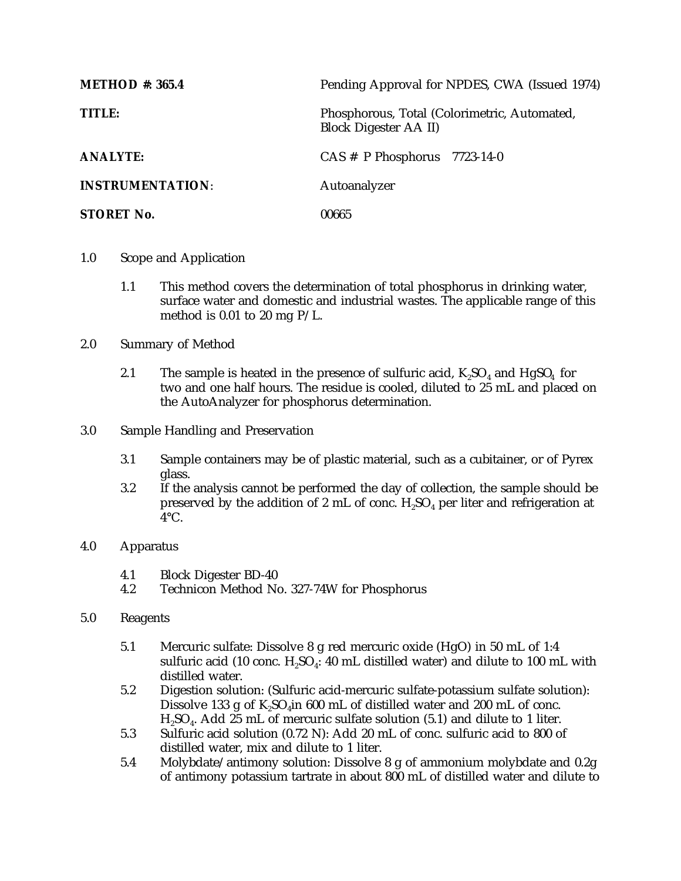| | |
|---|---|
| **METHOD #: 365.4** | Pending Approval for NPDES, CWA (Issued 1974) |
| **TITLE:** | Phosphorous, Total (Colorimetric, Automated, Block Digester AA II) |
| **ANALYTE:** | CAS # P Phosphorus 7723-14-0 |
| **INSTRUMENTATION**: | Autoanalyzer |
| **STORET No.** | 00665 |

1.0 Scope and Application

1.1 This method covers the determination of total phosphorus in drinking water, surface water and domestic and industrial wastes. The applicable range of this method is 0.01 to 20 mg P/L.

2.0 Summary of Method

2.1 The sample is heated in the presence of sulfuric acid, $K_2SO_4$ and $HgSO_4$ for two and one half hours. The residue is cooled, diluted to 25 mL and placed on the AutoAnalyzer for phosphorus determination.

3.0 Sample Handling and Preservation

3.1 Sample containers may be of plastic material, such as a cubitainer, or of Pyrex glass.

3.2 If the analysis cannot be performed the day of collection, the sample should be preserved by the addition of 2 mL of conc. $H_2SO_4$ per liter and refrigeration at 4°C.

4.0 Apparatus

4.1 Block Digester BD-40

4.2 Technicon Method No. 327-74W for Phosphorus

5.0 Reagents

5.1 Mercuric sulfate: Dissolve 8 g red mercuric oxide (HgO) in 50 mL of 1:4 sulfuric acid (10 conc. $H_2SO_4$: 40 mL distilled water) and dilute to 100 mL with distilled water.

5.2 Digestion solution: (Sulfuric acid-mercuric sulfate-potassium sulfate solution): Dissolve 133 g of $K_2SO_4$in 600 mL of distilled water and 200 mL of conc. $H_2SO_4$. Add 25 mL of mercuric sulfate solution (5.1) and dilute to 1 liter.

5.3 Sulfuric acid solution (0.72 N): Add 20 mL of conc. sulfuric acid to 800 of distilled water, mix and dilute to 1 liter.

5.4 Molybdate/antimony solution: Dissolve 8 g of ammonium molybdate and 0.2g of antimony potassium tartrate in about 800 mL of distilled water and dilute to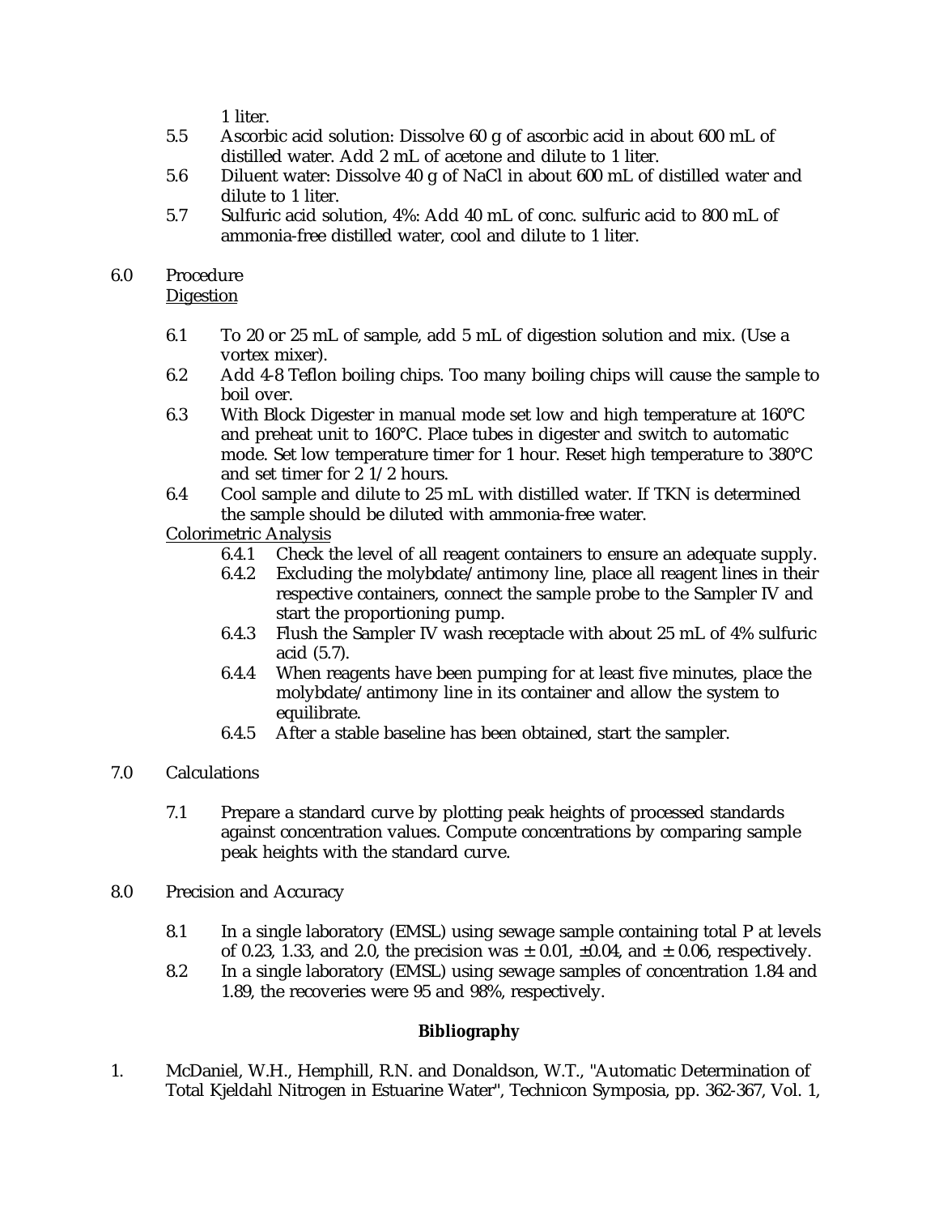1 liter.

5.5 Ascorbic acid solution: Dissolve 60 g of ascorbic acid in about 600 mL of distilled water. Add 2 mL of acetone and dilute to 1 liter.

5.6 Diluent water: Dissolve 40 g of NaCl in about 600 mL of distilled water and dilute to 1 liter.

5.7 Sulfuric acid solution, 4%: Add 40 mL of conc. sulfuric acid to 800 mL of ammonia-free distilled water, cool and dilute to 1 liter.

## 6.0 Procedure

Digestion

6.1 To 20 or 25 mL of sample, add 5 mL of digestion solution and mix. (Use a vortex mixer).

6.2 Add 4-8 Teflon boiling chips. Too many boiling chips will cause the sample to boil over.

6.3 With Block Digester in manual mode set low and high temperature at 160°C and preheat unit to 160°C. Place tubes in digester and switch to automatic mode. Set low temperature timer for 1 hour. Reset high temperature to 380°C and set timer for 2 1/2 hours.

6.4 Cool sample and dilute to 25 mL with distilled water. If TKN is determined the sample should be diluted with ammonia-free water.

Colorimetric Analysis

6.4.1 Check the level of all reagent containers to ensure an adequate supply.

6.4.2 Excluding the molybdate/antimony line, place all reagent lines in their respective containers, connect the sample probe to the Sampler IV and start the proportioning pump.

6.4.3 Flush the Sampler IV wash receptacle with about 25 mL of 4% sulfuric acid (5.7).

6.4.4 When reagents have been pumping for at least five minutes, place the molybdate/antimony line in its container and allow the system to equilibrate.

6.4.5 After a stable baseline has been obtained, start the sampler.

## 7.0 Calculations

7.1 Prepare a standard curve by plotting peak heights of processed standards against concentration values. Compute concentrations by comparing sample peak heights with the standard curve.

## 8.0 Precision and Accuracy

8.1 In a single laboratory (EMSL) using sewage sample containing total P at levels of 0.23, 1.33, and 2.0, the precision was ± 0.01, ±0.04, and ± 0.06, respectively.

8.2 In a single laboratory (EMSL) using sewage samples of concentration 1.84 and 1.89, the recoveries were 95 and 98%, respectively.

**Bibliography**

1. McDaniel, W.H., Hemphill, R.N. and Donaldson, W.T., "Automatic Determination of Total Kjeldahl Nitrogen in Estuarine Water", Technicon Symposia, pp. 362-367, Vol. 1,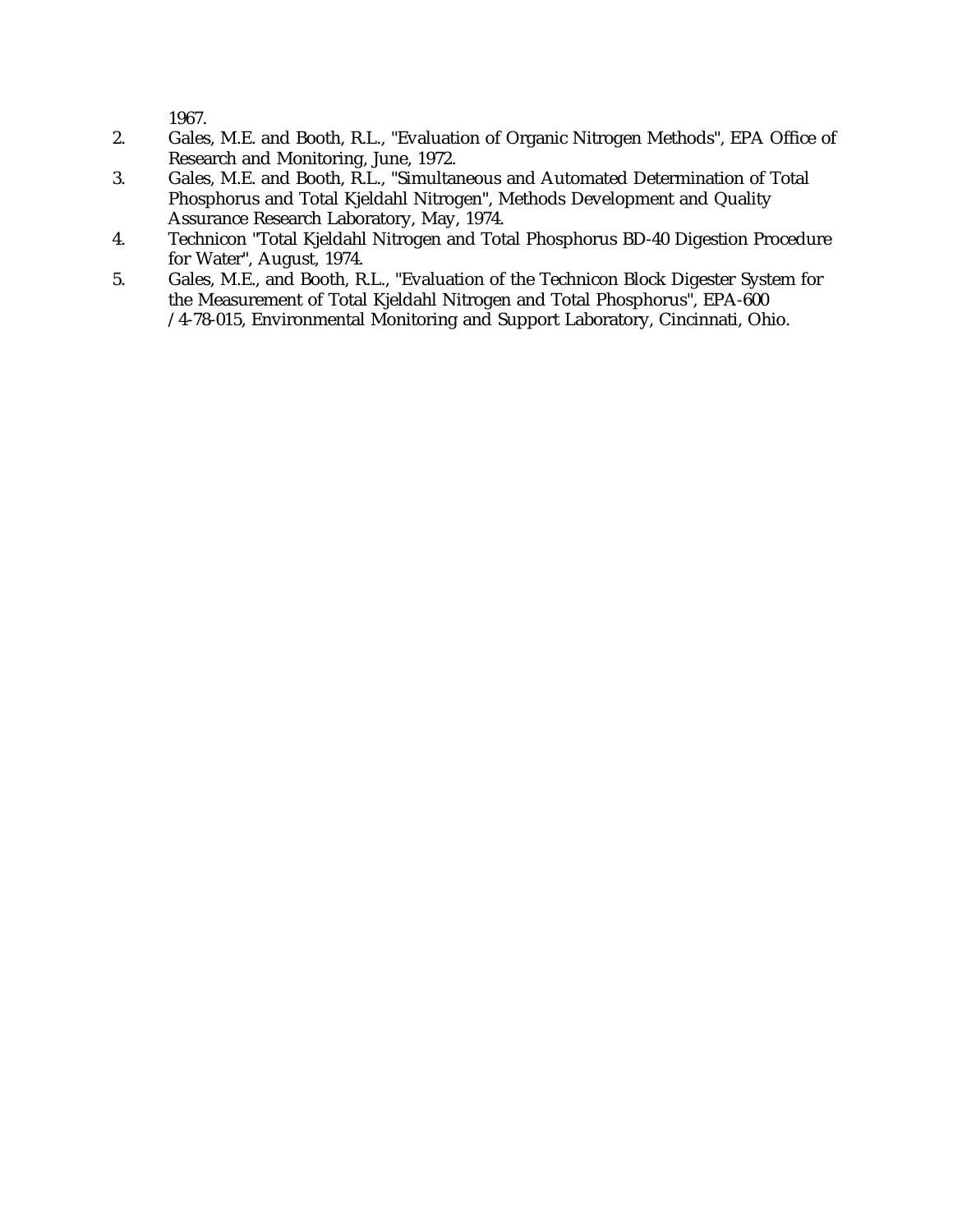1967.

2. Gales, M.E. and Booth, R.L., "Evaluation of Organic Nitrogen Methods", EPA Office of Research and Monitoring, June, 1972.
3. Gales, M.E. and Booth, R.L., "Simultaneous and Automated Determination of Total Phosphorus and Total Kjeldahl Nitrogen", Methods Development and Quality Assurance Research Laboratory, May, 1974.
4. Technicon "Total Kjeldahl Nitrogen and Total Phosphorus BD-40 Digestion Procedure for Water", August, 1974.
5. Gales, M.E., and Booth, R.L., "Evaluation of the Technicon Block Digester System for the Measurement of Total Kjeldahl Nitrogen and Total Phosphorus", EPA-600 /4-78-015, Environmental Monitoring and Support Laboratory, Cincinnati, Ohio.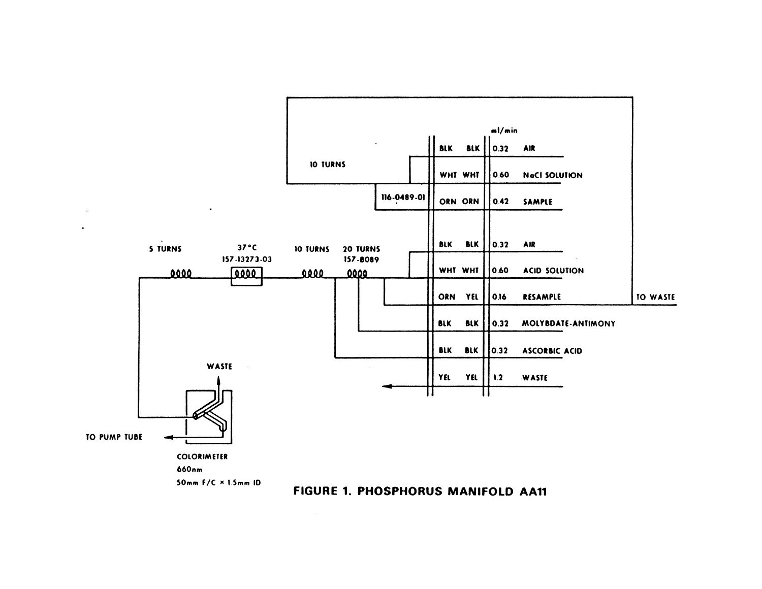| | | ml/min | |
|---|---|---|---|
| BLK | BLK | 0.32 | AIR |
| WHT | WHT | 0.60 | NaCl SOLUTION |
| ORN | ORN | 0.42 | SAMPLE |
| BLK | BLK | 0.32 | AIR |
| WHT | WHT | 0.60 | ACID SOLUTION |
| ORN | YEL | 0.16 | RESAMPLE |
| BLK | BLK | 0.32 | MOLYBDATE-ANTIMONY |
| BLK | BLK | 0.32 | ASCORBIC ACID |
| YEL | YEL | 1.2 | WASTE |

10 TURNS

116-0489-01

TO WASTE

5 TURNS

37°C
157-13273-03

10 TURNS

20 TURNS
157-B089

WASTE

TO PUMP TUBE

COLORIMETER
660nm
50mm F/C × 1.5mm ID

**FIGURE 1. PHOSPHORUS MANIFOLD AA11**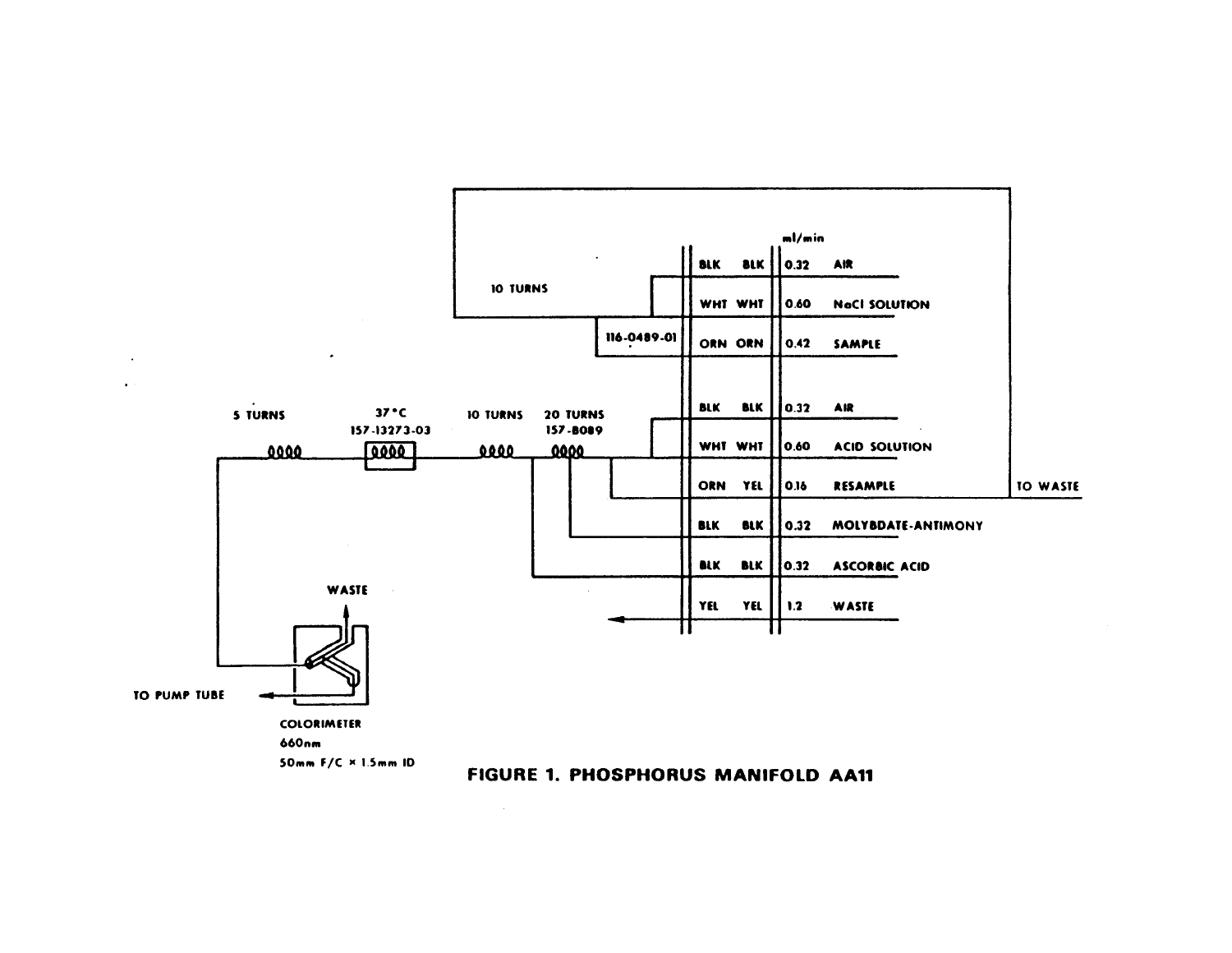ml/min

BLK BLK 0.32 AIR

10 TURNS

WHT WHT 0.60 NaCl SOLUTION

116-0489-01

ORN ORN 0.42 SAMPLE

5 TURNS

37 °C
157-13273-03

10 TURNS

20 TURNS
157-B089

BLK BLK 0.32 AIR

WHT WHT 0.60 ACID SOLUTION

ORN YEL 0.16 RESAMPLE

TO WASTE

BLK BLK 0.32 MOLYBDATE-ANTIMONY

BLK BLK 0.32 ASCORBIC ACID

YEL YEL 1.2 WASTE

WASTE

TO PUMP TUBE

COLORIMETER
660nm
50mm F/C × 1.5mm ID

**FIGURE 1. PHOSPHORUS MANIFOLD AA11**